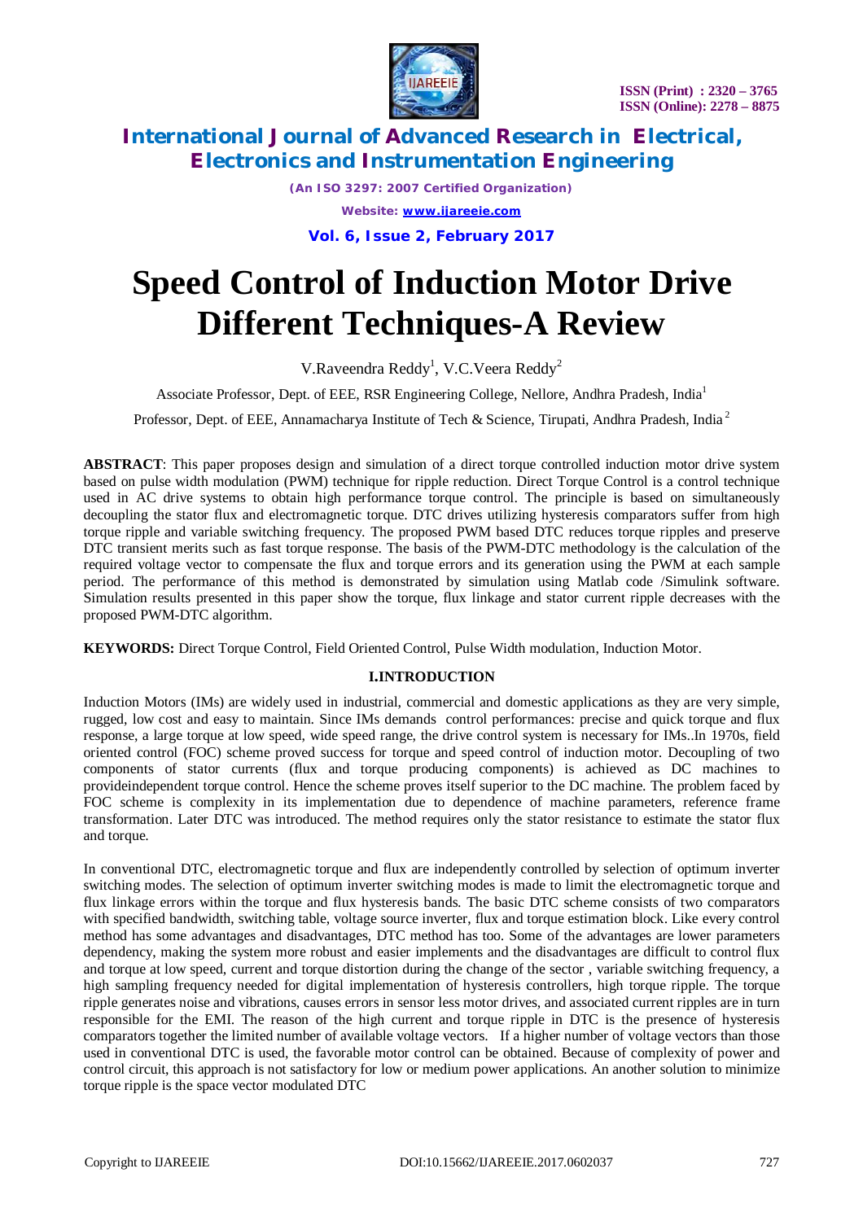# Speed Control of Induction Motor Drive Different Techniques-A Review

V.Raveendra Reddy[1], V.C.Veera Reddy[2]

Associate Professor, Dept. of EEE, RSR Engineering College, Nellore, Andhra Pradesh, India[1]

Professor, Dept. of EEE, Annamacharya Institute of Tech & Science, Tirupati, Andhra Pradesh, India[2]

**ABSTRACT**: This paper proposes design and simulation of a direct torque controlled induction motor drive system based on pulse width modulation (PWM) technique for ripple reduction. Direct Torque Control is a control technique used in AC drive systems to obtain high performance torque control. The principle is based on simultaneously decoupling the stator flux and electromagnetic torque. DTC drives utilizing hysteresis comparators suffer from high torque ripple and variable switching frequency. The proposed PWM based DTC reduces torque ripples and preserve DTC transient merits such as fast torque response. The basis of the PWM-DTC methodology is the calculation of the required voltage vector to compensate the flux and torque errors and its generation using the PWM at each sample period. The performance of this method is demonstrated by simulation using Matlab code /Simulink software. Simulation results presented in this paper show the torque, flux linkage and stator current ripple decreases with the proposed PWM-DTC algorithm.

**KEYWORDS:** Direct Torque Control, Field Oriented Control, Pulse Width modulation, Induction Motor.

## I.INTRODUCTION

Induction Motors (IMs) are widely used in industrial, commercial and domestic applications as they are very simple, rugged, low cost and easy to maintain. Since IMs demands control performances: precise and quick torque and flux response, a large torque at low speed, wide speed range, the drive control system is necessary for IMs..In 1970s, field oriented control (FOC) scheme proved success for torque and speed control of induction motor. Decoupling of two components of stator currents (flux and torque producing components) is achieved as DC machines to provideindependent torque control. Hence the scheme proves itself superior to the DC machine. The problem faced by FOC scheme is complexity in its implementation due to dependence of machine parameters, reference frame transformation. Later DTC was introduced. The method requires only the stator resistance to estimate the stator flux and torque.

In conventional DTC, electromagnetic torque and flux are independently controlled by selection of optimum inverter switching modes. The selection of optimum inverter switching modes is made to limit the electromagnetic torque and flux linkage errors within the torque and flux hysteresis bands. The basic DTC scheme consists of two comparators with specified bandwidth, switching table, voltage source inverter, flux and torque estimation block. Like every control method has some advantages and disadvantages, DTC method has too. Some of the advantages are lower parameters dependency, making the system more robust and easier implements and the disadvantages are difficult to control flux and torque at low speed, current and torque distortion during the change of the sector , variable switching frequency, a high sampling frequency needed for digital implementation of hysteresis controllers, high torque ripple. The torque ripple generates noise and vibrations, causes errors in sensor less motor drives, and associated current ripples are in turn responsible for the EMI. The reason of the high current and torque ripple in DTC is the presence of hysteresis comparators together the limited number of available voltage vectors. If a higher number of voltage vectors than those used in conventional DTC is used, the favorable motor control can be obtained. Because of complexity of power and control circuit, this approach is not satisfactory for low or medium power applications. An another solution to minimize torque ripple is the space vector modulated DTC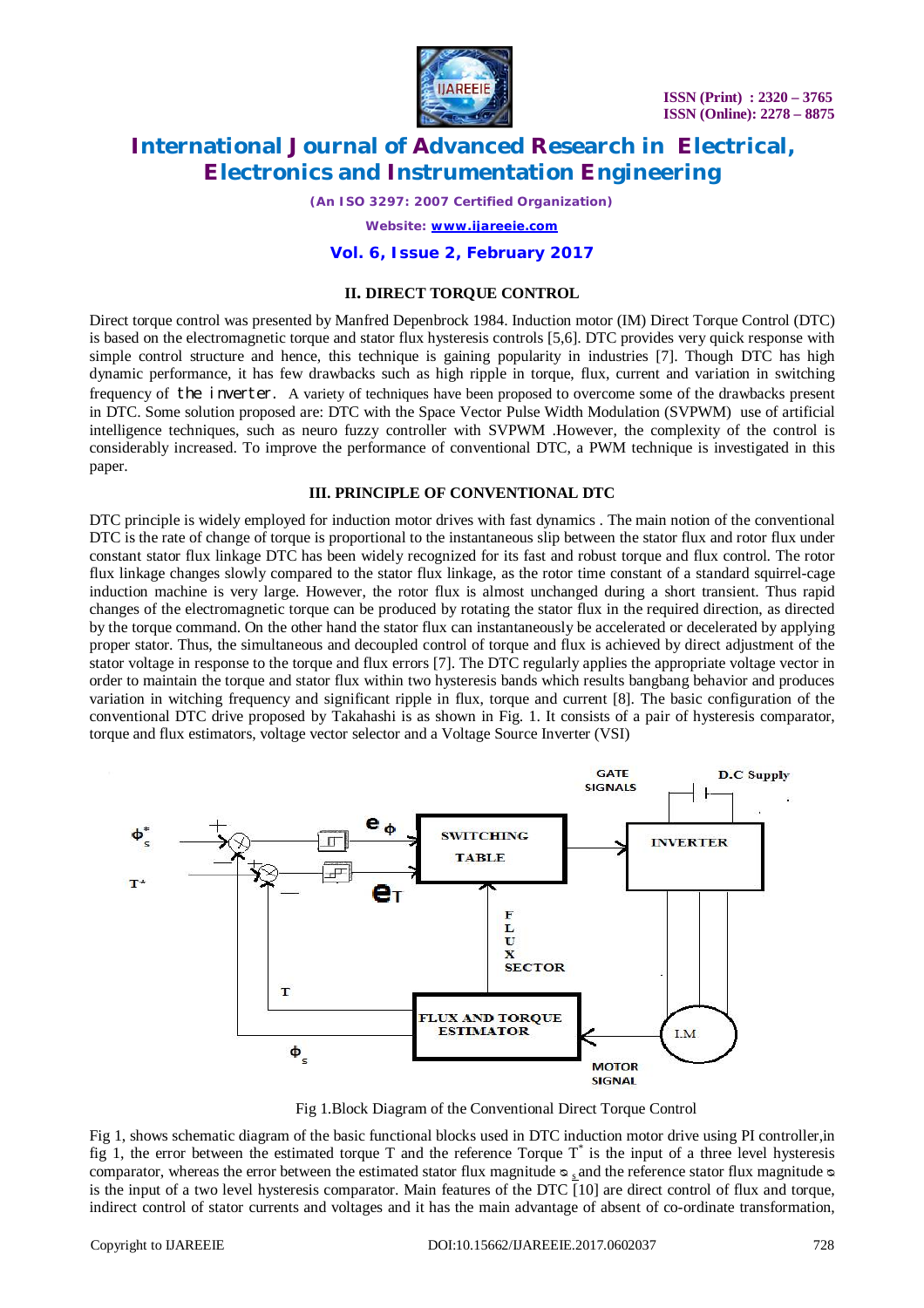## II. DIRECT TORQUE CONTROL

Direct torque control was presented by Manfred Depenbrock 1984. Induction motor (IM) Direct Torque Control (DTC) is based on the electromagnetic torque and stator flux hysteresis controls [5,6]. DTC provides very quick response with simple control structure and hence, this technique is gaining popularity in industries [7]. Though DTC has high dynamic performance, it has few drawbacks such as high ripple in torque, flux, current and variation in switching frequency of the inverter. A variety of techniques have been proposed to overcome some of the drawbacks present in DTC. Some solution proposed are: DTC with the Space Vector Pulse Width Modulation (SVPWM) use of artificial intelligence techniques, such as neuro fuzzy controller with SVPWM .However, the complexity of the control is considerably increased. To improve the performance of conventional DTC, a PWM technique is investigated in this paper.

## III. PRINCIPLE OF CONVENTIONAL DTC

DTC principle is widely employed for induction motor drives with fast dynamics . The main notion of the conventional DTC is the rate of change of torque is proportional to the instantaneous slip between the stator flux and rotor flux under constant stator flux linkage DTC has been widely recognized for its fast and robust torque and flux control. The rotor flux linkage changes slowly compared to the stator flux linkage, as the rotor time constant of a standard squirrel-cage induction machine is very large. However, the rotor flux is almost unchanged during a short transient. Thus rapid changes of the electromagnetic torque can be produced by rotating the stator flux in the required direction, as directed by the torque command. On the other hand the stator flux can instantaneously be accelerated or decelerated by applying proper stator. Thus, the simultaneous and decoupled control of torque and flux is achieved by direct adjustment of the stator voltage in response to the torque and flux errors [7]. The DTC regularly applies the appropriate voltage vector in order to maintain the torque and stator flux within two hysteresis bands which results bangbang behavior and produces variation in witching frequency and significant ripple in flux, torque and current [8]. The basic configuration of the conventional DTC drive proposed by Takahashi is as shown in Fig. 1. It consists of a pair of hysteresis comparator, torque and flux estimators, voltage vector selector and a Voltage Source Inverter (VSI)

Fig 1.Block Diagram of the Conventional Direct Torque Control

Fig 1, shows schematic diagram of the basic functional blocks used in DTC induction motor drive using PI controller,in fig 1, the error between the estimated torque T and the reference Torque $T^*$ is the input of a three level hysteresis comparator, whereas the error between the estimated stator flux magnitude $\phi_s$ and the reference stator flux magnitude $\phi$ is the input of a two level hysteresis comparator. Main features of the DTC [10] are direct control of flux and torque, indirect control of stator currents and voltages and it has the main advantage of absent of co-ordinate transformation,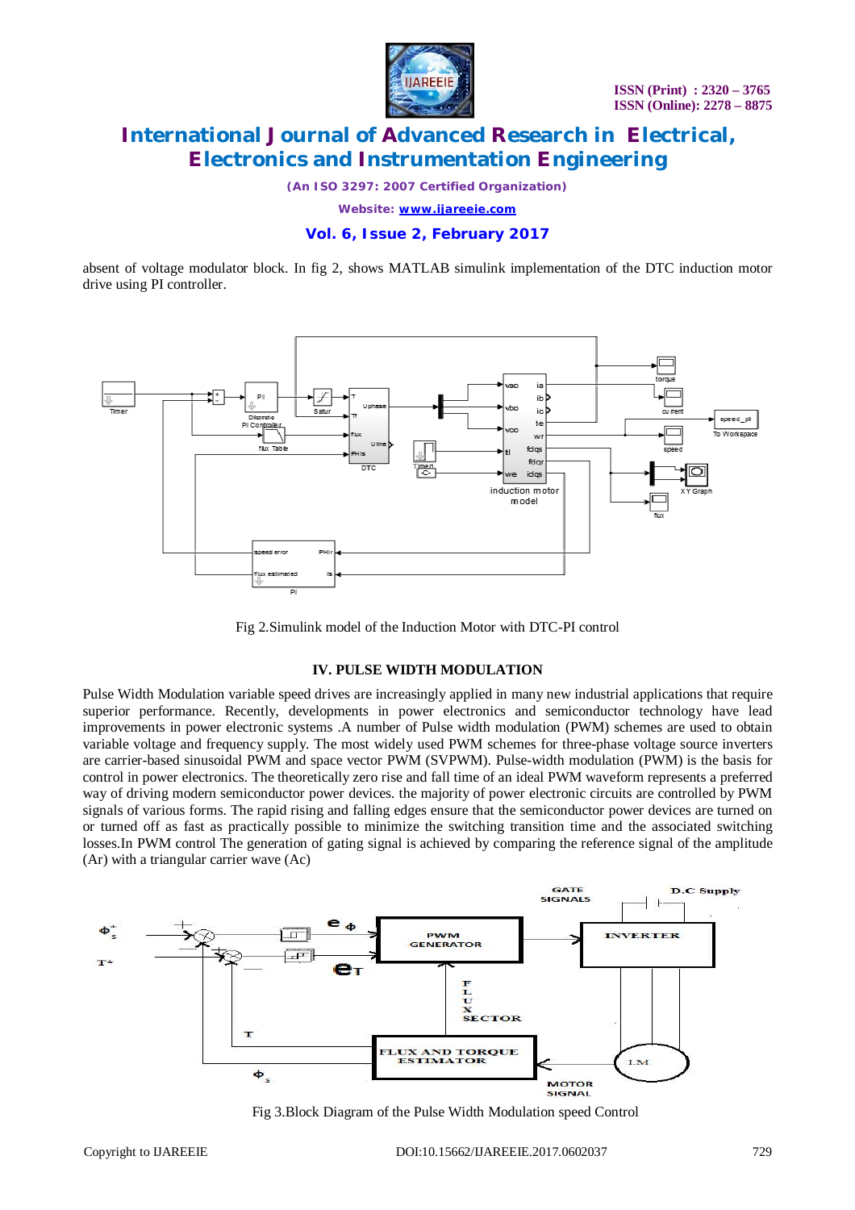absent of voltage modulator block. In fig 2, shows MATLAB simulink implementation of the DTC induction motor drive using PI controller.

Fig 2.Simulink model of the Induction Motor with DTC-PI control

## IV. PULSE WIDTH MODULATION

Pulse Width Modulation variable speed drives are increasingly applied in many new industrial applications that require superior performance. Recently, developments in power electronics and semiconductor technology have lead improvements in power electronic systems .A number of Pulse width modulation (PWM) schemes are used to obtain variable voltage and frequency supply. The most widely used PWM schemes for three-phase voltage source inverters are carrier-based sinusoidal PWM and space vector PWM (SVPWM). Pulse-width modulation (PWM) is the basis for control in power electronics. The theoretically zero rise and fall time of an ideal PWM waveform represents a preferred way of driving modern semiconductor power devices. the majority of power electronic circuits are controlled by PWM signals of various forms. The rapid rising and falling edges ensure that the semiconductor power devices are turned on or turned off as fast as practically possible to minimize the switching transition time and the associated switching losses.In PWM control The generation of gating signal is achieved by comparing the reference signal of the amplitude (Ar) with a triangular carrier wave (Ac)

Fig 3.Block Diagram of the Pulse Width Modulation speed Control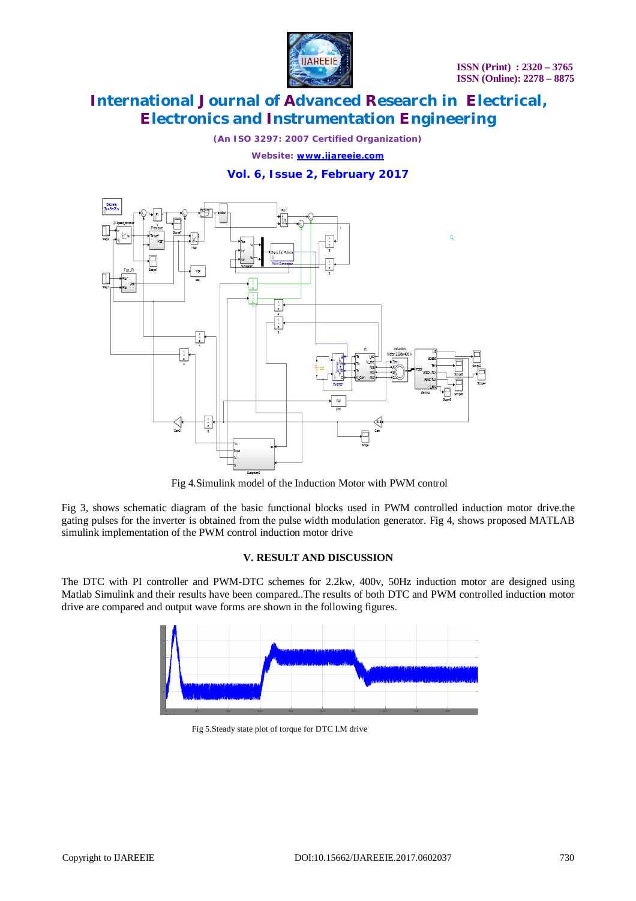Fig 4.Simulink model of the Induction Motor with PWM control

Fig 3, shows schematic diagram of the basic functional blocks used in PWM controlled induction motor drive.the gating pulses for the inverter is obtained from the pulse width modulation generator. Fig 4, shows proposed MATLAB simulink implementation of the PWM control induction motor drive

## V. RESULT AND DISCUSSION

The DTC with PI controller and PWM-DTC schemes for 2.2kw, 400v, 50Hz induction motor are designed using Matlab Simulink and their results have been compared..The results of both DTC and PWM controlled induction motor drive are compared and output wave forms are shown in the following figures.

Fig 5.Steady state plot of torque for DTC I.M drive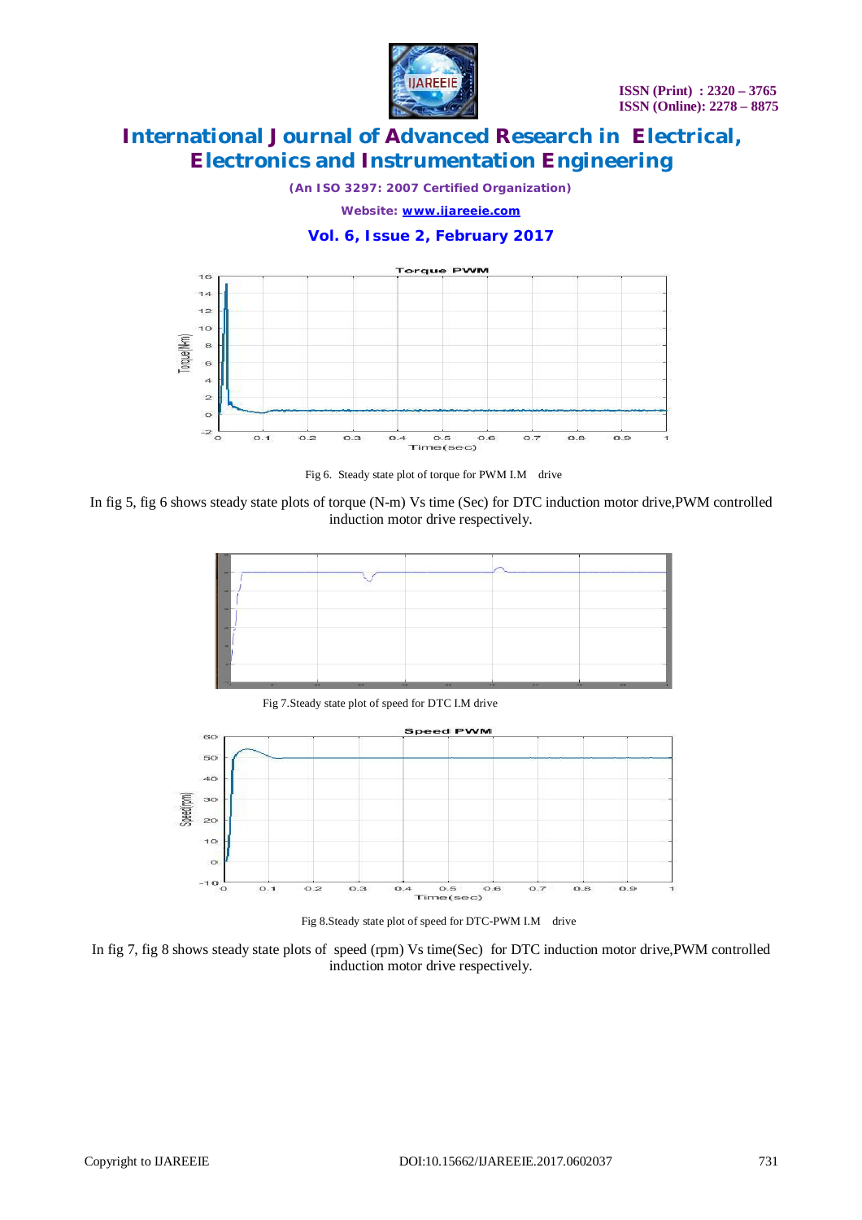Fig 6. Steady state plot of torque for PWM I.M drive

In fig 5, fig 6 shows steady state plots of torque (N-m) Vs time (Sec) for DTC induction motor drive,PWM controlled induction motor drive respectively.

Fig 7.Steady state plot of speed for DTC I.M drive

Fig 8.Steady state plot of speed for DTC-PWM I.M drive

In fig 7, fig 8 shows steady state plots of speed (rpm) Vs time(Sec) for DTC induction motor drive,PWM controlled induction motor drive respectively.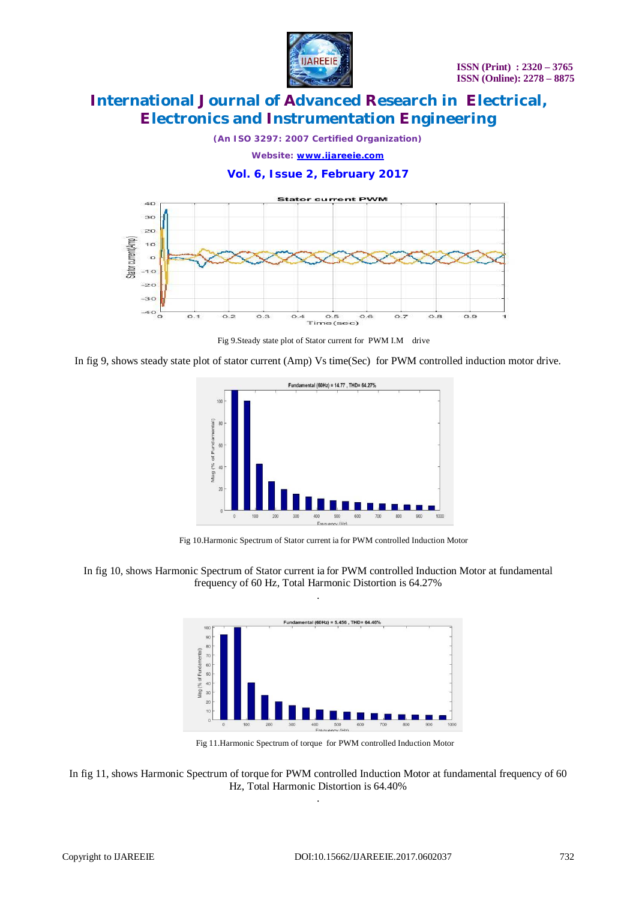Fig 9.Steady state plot of Stator current for PWM I.M drive

In fig 9, shows steady state plot of stator current (Amp) Vs time(Sec) for PWM controlled induction motor drive.

Fig 10.Harmonic Spectrum of Stator current ia for PWM controlled Induction Motor

In fig 10, shows Harmonic Spectrum of Stator current ia for PWM controlled Induction Motor at fundamental frequency of 60 Hz, Total Harmonic Distortion is 64.27%

.

Fig 11.Harmonic Spectrum of torque for PWM controlled Induction Motor

In fig 11, shows Harmonic Spectrum of torque for PWM controlled Induction Motor at fundamental frequency of 60 Hz, Total Harmonic Distortion is 64.40%

.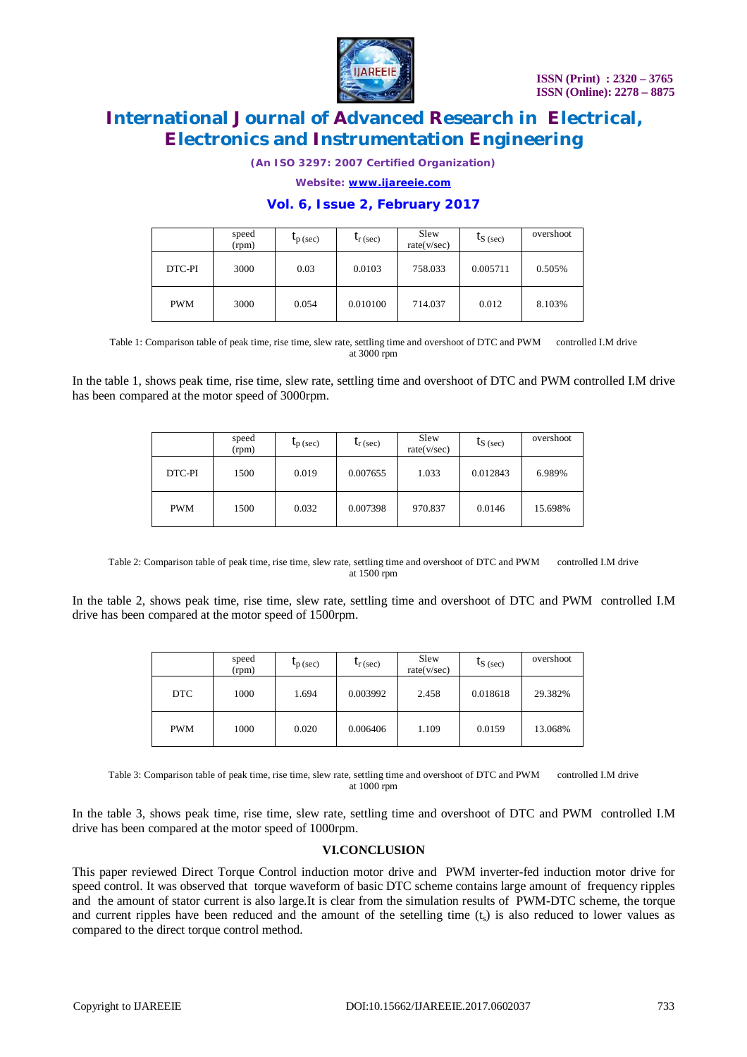|  | speed (rpm) | $t_{p\,(sec)}$ | $t_{r\,(sec)}$ | Slew rate(v/sec) | $t_{S\,(sec)}$ | overshoot |
|---|---|---|---|---|---|---|
| DTC-PI | 3000 | 0.03 | 0.0103 | 758.033 | 0.005711 | 0.505% |
| PWM | 3000 | 0.054 | 0.010100 | 714.037 | 0.012 | 8.103% |

Table 1: Comparison table of peak time, rise time, slew rate, settling time and overshoot of DTC and PWM controlled I.M drive at 3000 rpm

In the table 1, shows peak time, rise time, slew rate, settling time and overshoot of DTC and PWM controlled I.M drive has been compared at the motor speed of 3000rpm.

|  | speed (rpm) | $t_{p\,(sec)}$ | $t_{r\,(sec)}$ | Slew rate(v/sec) | $t_{S\,(sec)}$ | overshoot |
|---|---|---|---|---|---|---|
| DTC-PI | 1500 | 0.019 | 0.007655 | 1.033 | 0.012843 | 6.989% |
| PWM | 1500 | 0.032 | 0.007398 | 970.837 | 0.0146 | 15.698% |

Table 2: Comparison table of peak time, rise time, slew rate, settling time and overshoot of DTC and PWM controlled I.M drive at 1500 rpm

In the table 2, shows peak time, rise time, slew rate, settling time and overshoot of DTC and PWM controlled I.M drive has been compared at the motor speed of 1500rpm.

|  | speed (rpm) | $t_{p\,(sec)}$ | $t_{r\,(sec)}$ | Slew rate(v/sec) | $t_{S\,(sec)}$ | overshoot |
|---|---|---|---|---|---|---|
| DTC | 1000 | 1.694 | 0.003992 | 2.458 | 0.018618 | 29.382% |
| PWM | 1000 | 0.020 | 0.006406 | 1.109 | 0.0159 | 13.068% |

Table 3: Comparison table of peak time, rise time, slew rate, settling time and overshoot of DTC and PWM controlled I.M drive at 1000 rpm

In the table 3, shows peak time, rise time, slew rate, settling time and overshoot of DTC and PWM controlled I.M drive has been compared at the motor speed of 1000rpm.

## VI.CONCLUSION

This paper reviewed Direct Torque Control induction motor drive and PWM inverter-fed induction motor drive for speed control. It was observed that torque waveform of basic DTC scheme contains large amount of frequency ripples and the amount of stator current is also large.It is clear from the simulation results of PWM-DTC scheme, the torque and current ripples have been reduced and the amount of the setelling time ($t_s$) is also reduced to lower values as compared to the direct torque control method.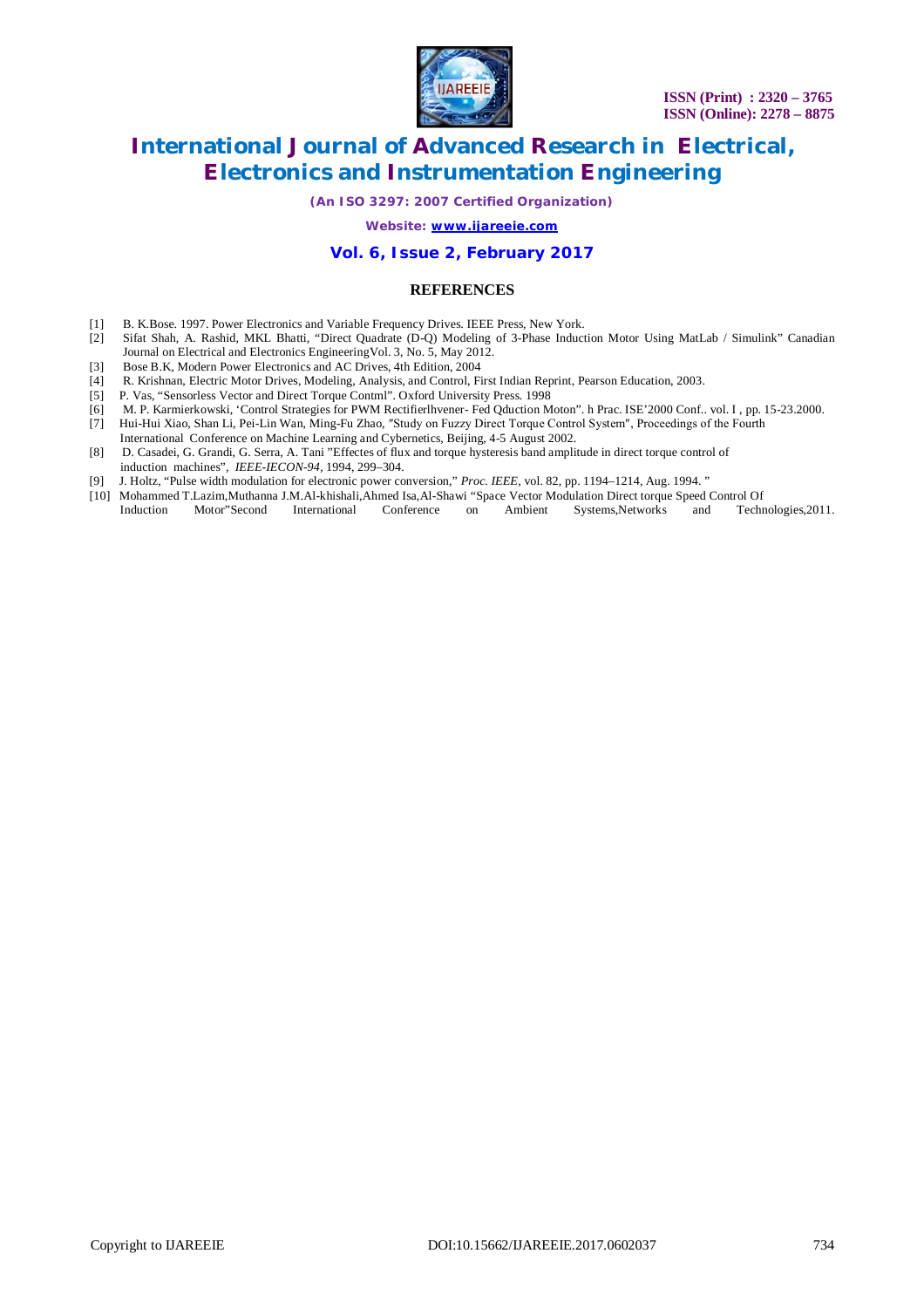## REFERENCES

[1] B. K.Bose. 1997. Power Electronics and Variable Frequency Drives. IEEE Press, New York.

[2] Sifat Shah, A. Rashid, MKL Bhatti, "Direct Quadrate (D-Q) Modeling of 3-Phase Induction Motor Using MatLab / Simulink" Canadian Journal on Electrical and Electronics EngineeringVol. 3, No. 5, May 2012.

[3] Bose B.K, Modern Power Electronics and AC Drives, 4th Edition, 2004

[4] R. Krishnan, Electric Motor Drives, Modeling, Analysis, and Control, First Indian Reprint, Pearson Education, 2003.

[5] P. Vas, "Sensorless Vector and Direct Torque Contml". Oxford University Press. 1998

[6] M. P. Karmierkowski, 'Control Strategies for PWM Rectifierlhvener- Fed Qduction Moton". h Prac. ISE'2000 Conf.. vol. I , pp. 15-23.2000.

[7] Hui-Hui Xiao, Shan Li, Pei-Lin Wan, Ming-Fu Zhao, ″Study on Fuzzy Direct Torque Control System″, Proceedings of the Fourth International Conference on Machine Learning and Cybernetics, Beijing, 4-5 August 2002.

[8] D. Casadei, G. Grandi, G. Serra, A. Tani "Effectes of flux and torque hysteresis band amplitude in direct torque control of induction machines", *IEEE-IECON-94*, 1994, 299–304.

[9] J. Holtz, "Pulse width modulation for electronic power conversion," *Proc. IEEE*, vol. 82, pp. 1194–1214, Aug. 1994. "

[10] Mohammed T.Lazim,Muthanna J.M.Al-khishali,Ahmed Isa,Al-Shawi "Space Vector Modulation Direct torque Speed Control Of Induction Motor"Second International Conference on Ambient Systems,Networks and Technologies,2011.